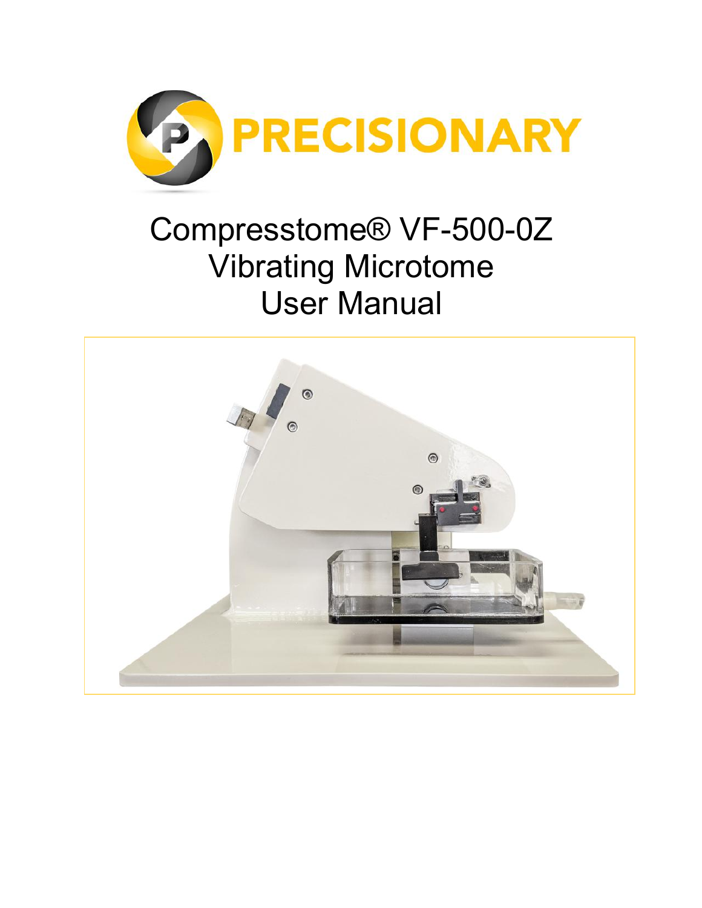PRECISIONARY

# Compresstome® VF-500-0Z Vibrating Microtome User Manual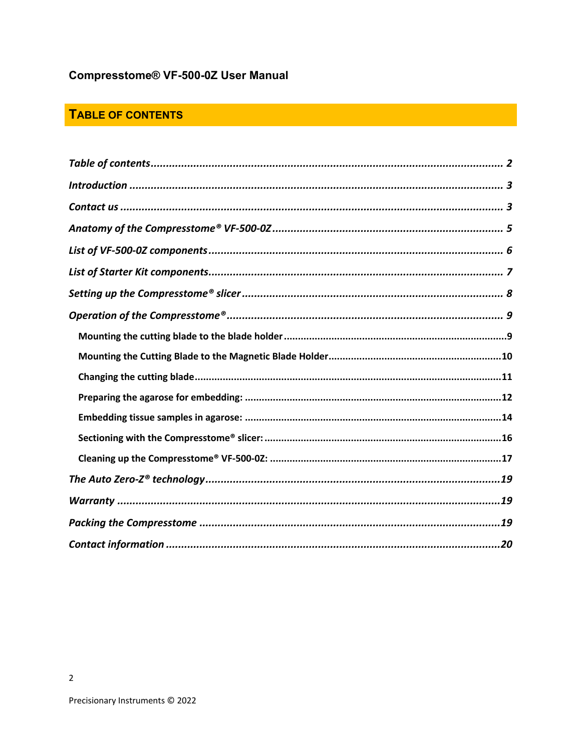Compresstome® VF-500-0Z User Manual

## TABLE OF CONTENTS

*Table of contents* .......... 2

*Introduction* .......... 3

*Contact us* .......... 3

*Anatomy of the Compresstome® VF-500-0Z* .......... 5

*List of VF-500-0Z components* .......... 6

*List of Starter Kit components* .......... 7

*Setting up the Compresstome® slicer* .......... 8

*Operation of the Compresstome®* .......... 9

- **Mounting the cutting blade to the blade holder** .......... 9
- **Mounting the Cutting Blade to the Magnetic Blade Holder** .......... 10
- **Changing the cutting blade** .......... 11
- **Preparing the agarose for embedding:** .......... 12
- **Embedding tissue samples in agarose:** .......... 14
- **Sectioning with the Compresstome® slicer:** .......... 16
- **Cleaning up the Compresstome® VF-500-0Z:** .......... 17

*The Auto Zero-Z® technology* .......... 19

*Warranty* .......... 19

*Packing the Compresstome* .......... 19

*Contact information* .......... 20

Precisionary Instruments © 2022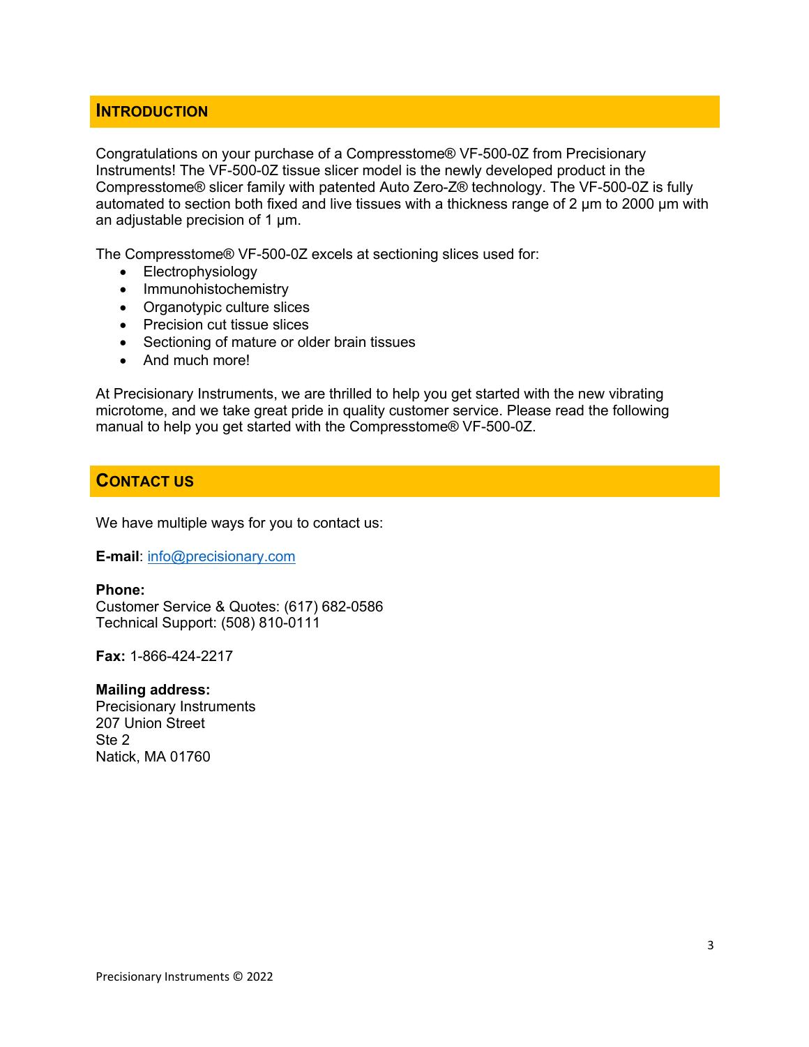## Introduction

Congratulations on your purchase of a Compresstome® VF-500-0Z from Precisionary Instruments! The VF-500-0Z tissue slicer model is the newly developed product in the Compresstome® slicer family with patented Auto Zero-Z® technology. The VF-500-0Z is fully automated to section both fixed and live tissues with a thickness range of 2 µm to 2000 µm with an adjustable precision of 1 µm.

The Compresstome® VF-500-0Z excels at sectioning slices used for:

- Electrophysiology
- Immunohistochemistry
- Organotypic culture slices
- Precision cut tissue slices
- Sectioning of mature or older brain tissues
- And much more!

At Precisionary Instruments, we are thrilled to help you get started with the new vibrating microtome, and we take great pride in quality customer service. Please read the following manual to help you get started with the Compresstome® VF-500-0Z.

## Contact Us

We have multiple ways for you to contact us:

**E-mail**: info@precisionary.com

**Phone:**
Customer Service & Quotes: (617) 682-0586
Technical Support: (508) 810-0111

**Fax:** 1-866-424-2217

**Mailing address:**
Precisionary Instruments
207 Union Street
Ste 2
Natick, MA 01760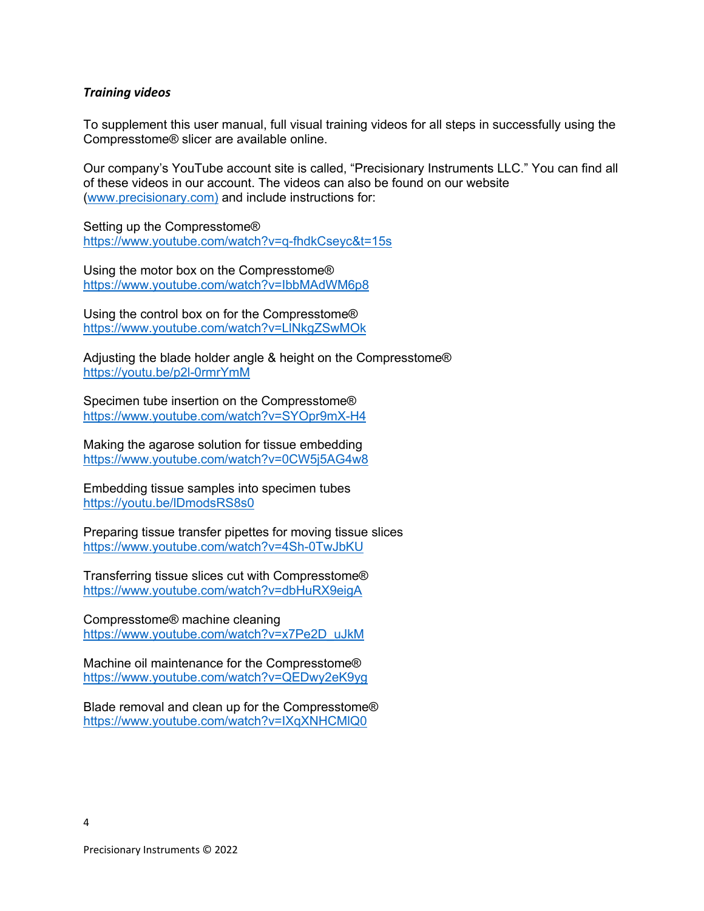***Training videos***

To supplement this user manual, full visual training videos for all steps in successfully using the Compresstome® slicer are available online.

Our company's YouTube account site is called, "Precisionary Instruments LLC." You can find all of these videos in our account. The videos can also be found on our website (www.precisionary.com) and include instructions for:

Setting up the Compresstome®
https://www.youtube.com/watch?v=q-fhdkCseyc&t=15s

Using the motor box on the Compresstome®
https://www.youtube.com/watch?v=IbbMAdWM6p8

Using the control box on for the Compresstome®
https://www.youtube.com/watch?v=LlNkgZSwMOk

Adjusting the blade holder angle & height on the Compresstome®
https://youtu.be/p2l-0rmrYmM

Specimen tube insertion on the Compresstome®
https://www.youtube.com/watch?v=SYOpr9mX-H4

Making the agarose solution for tissue embedding
https://www.youtube.com/watch?v=0CW5j5AG4w8

Embedding tissue samples into specimen tubes
https://youtu.be/lDmodsRS8s0

Preparing tissue transfer pipettes for moving tissue slices
https://www.youtube.com/watch?v=4Sh-0TwJbKU

Transferring tissue slices cut with Compresstome®
https://www.youtube.com/watch?v=dbHuRX9eigA

Compresstome® machine cleaning
https://www.youtube.com/watch?v=x7Pe2D_uJkM

Machine oil maintenance for the Compresstome®
https://www.youtube.com/watch?v=QEDwy2eK9yg

Blade removal and clean up for the Compresstome®
https://www.youtube.com/watch?v=IXqXNHCMlQ0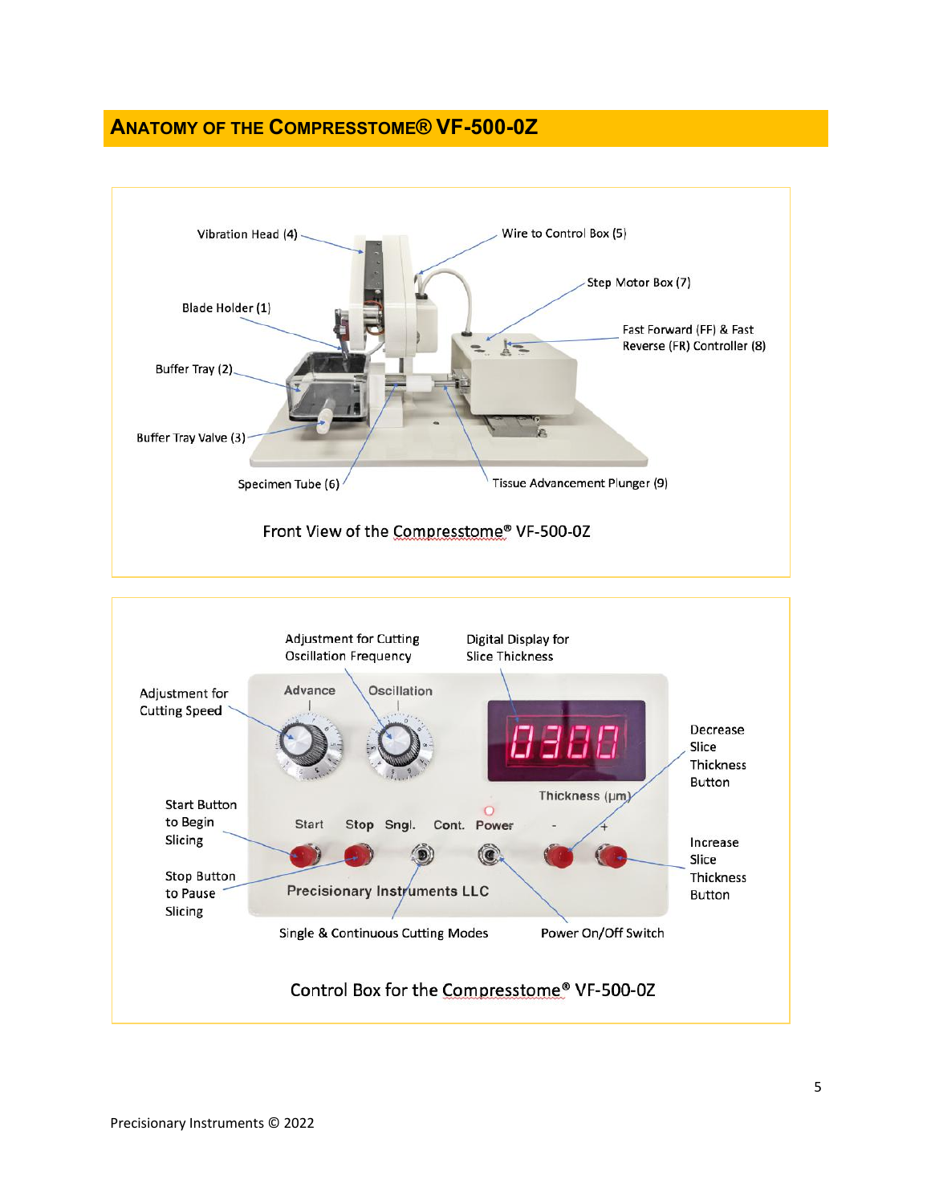## ANATOMY OF THE COMPRESSTOME® VF-500-0Z

Vibration Head (4)

Wire to Control Box (5)

Step Motor Box (7)

Blade Holder (1)

Fast Forward (FF) & Fast Reverse (FR) Controller (8)

Buffer Tray (2)

Buffer Tray Valve (3)

Specimen Tube (6)

Tissue Advancement Plunger (9)

Front View of the Compresstome® VF-500-0Z

Adjustment for Cutting Oscillation Frequency

Digital Display for Slice Thickness

Adjustment for Cutting Speed

Decrease Slice Thickness Button

Start Button to Begin Slicing

Increase Slice Thickness Button

Stop Button to Pause Slicing

Single & Continuous Cutting Modes

Power On/Off Switch

Control Box for the Compresstome® VF-500-0Z

Precisionary Instruments © 2022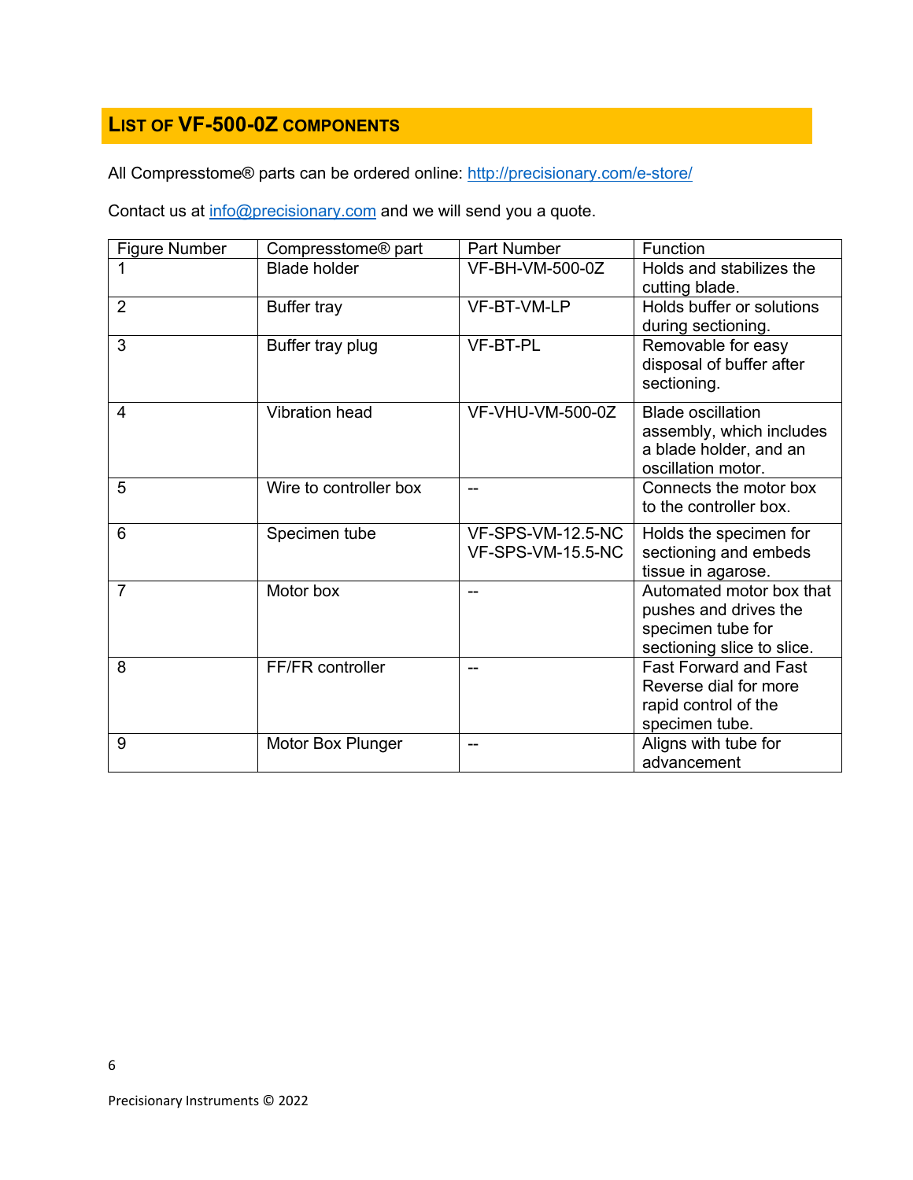## LIST OF VF-500-0Z COMPONENTS

All Compresstome® parts can be ordered online: http://precisionary.com/e-store/

Contact us at info@precisionary.com and we will send you a quote.

| Figure Number | Compresstome® part | Part Number | Function |
|---|---|---|---|
| 1 | Blade holder | VF-BH-VM-500-0Z | Holds and stabilizes the cutting blade. |
| 2 | Buffer tray | VF-BT-VM-LP | Holds buffer or solutions during sectioning. |
| 3 | Buffer tray plug | VF-BT-PL | Removable for easy disposal of buffer after sectioning. |
| 4 | Vibration head | VF-VHU-VM-500-0Z | Blade oscillation assembly, which includes a blade holder, and an oscillation motor. |
| 5 | Wire to controller box | -- | Connects the motor box to the controller box. |
| 6 | Specimen tube | VF-SPS-VM-12.5-NC<br>VF-SPS-VM-15.5-NC | Holds the specimen for sectioning and embeds tissue in agarose. |
| 7 | Motor box | -- | Automated motor box that pushes and drives the specimen tube for sectioning slice to slice. |
| 8 | FF/FR controller | -- | Fast Forward and Fast Reverse dial for more rapid control of the specimen tube. |
| 9 | Motor Box Plunger | -- | Aligns with tube for advancement |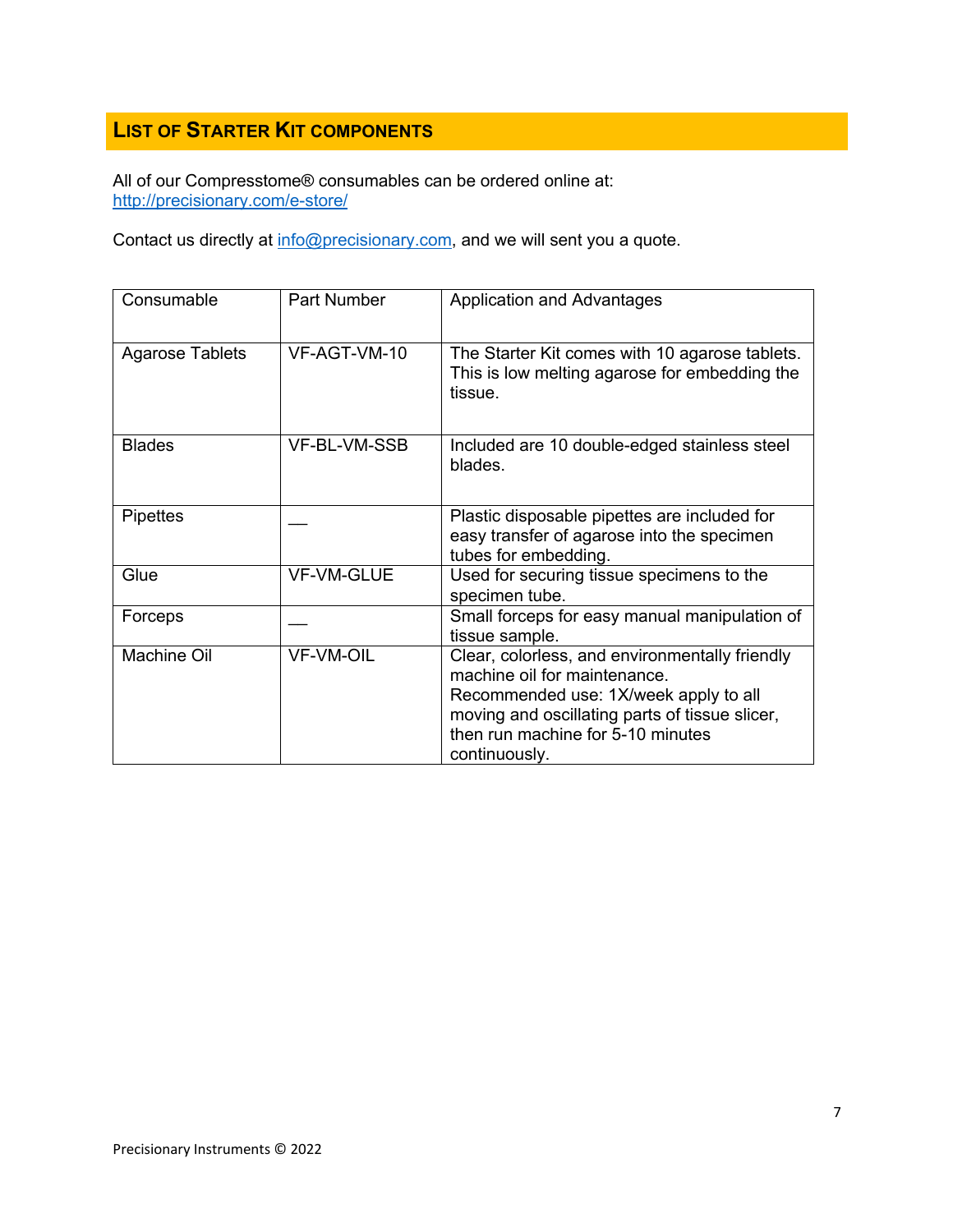## LIST OF STARTER KIT COMPONENTS

All of our Compresstome® consumables can be ordered online at:
http://precisionary.com/e-store/

Contact us directly at info@precisionary.com, and we will sent you a quote.

| Consumable | Part Number | Application and Advantages |
|---|---|---|
| Agarose Tablets | VF-AGT-VM-10 | The Starter Kit comes with 10 agarose tablets. This is low melting agarose for embedding the tissue. |
| Blades | VF-BL-VM-SSB | Included are 10 double-edged stainless steel blades. |
| Pipettes | — | Plastic disposable pipettes are included for easy transfer of agarose into the specimen tubes for embedding. |
| Glue | VF-VM-GLUE | Used for securing tissue specimens to the specimen tube. |
| Forceps | — | Small forceps for easy manual manipulation of tissue sample. |
| Machine Oil | VF-VM-OIL | Clear, colorless, and environmentally friendly machine oil for maintenance.<br>Recommended use: 1X/week apply to all moving and oscillating parts of tissue slicer, then run machine for 5-10 minutes continuously. |

Precisionary Instruments © 2022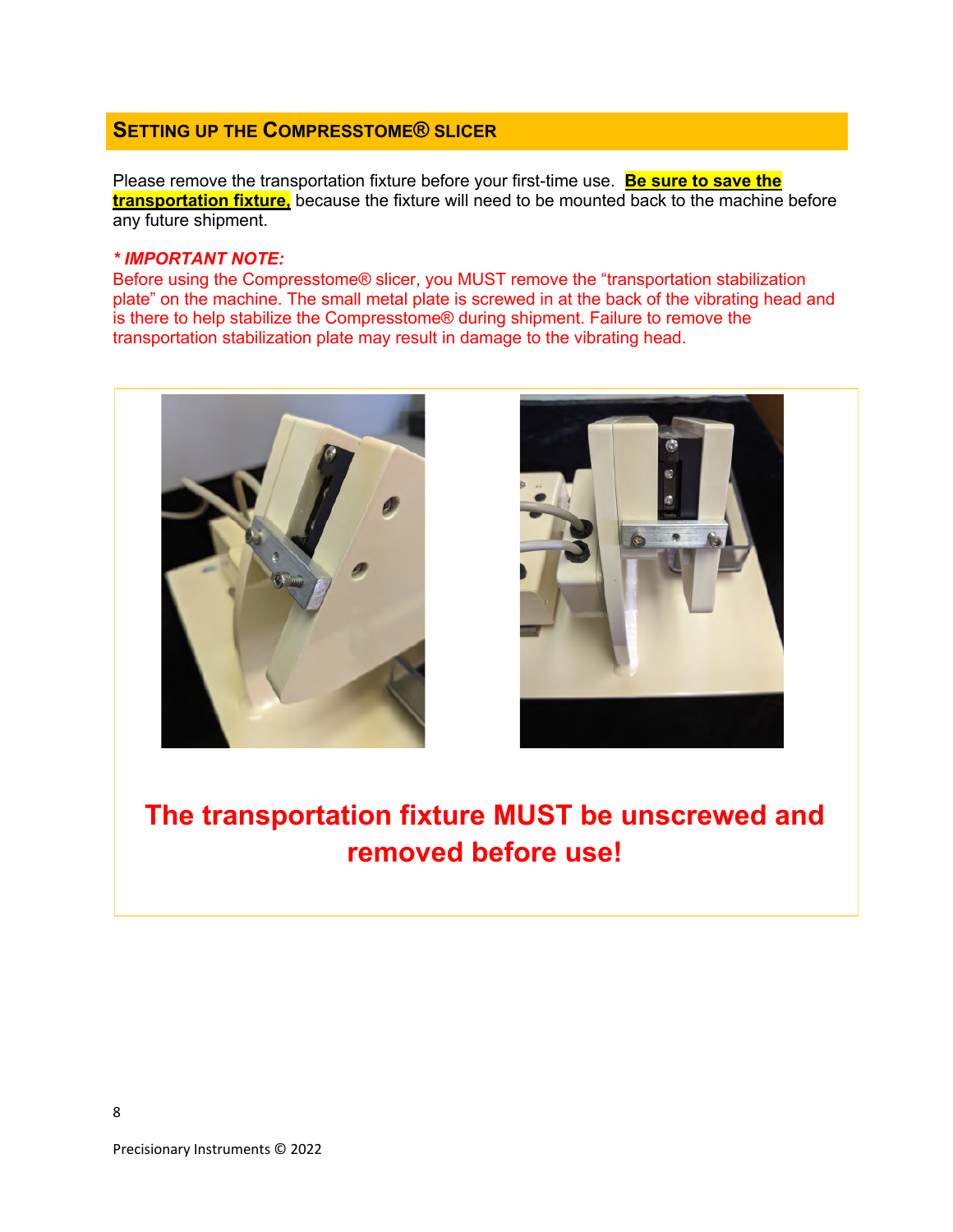## Setting up the Compresstome® slicer

Please remove the transportation fixture before your first-time use. **Be sure to save the transportation fixture,** because the fixture will need to be mounted back to the machine before any future shipment.

***\* IMPORTANT NOTE:***

Before using the Compresstome® slicer, you MUST remove the "transportation stabilization plate" on the machine. The small metal plate is screwed in at the back of the vibrating head and is there to help stabilize the Compresstome® during shipment. Failure to remove the transportation stabilization plate may result in damage to the vibrating head.

**The transportation fixture MUST be unscrewed and removed before use!**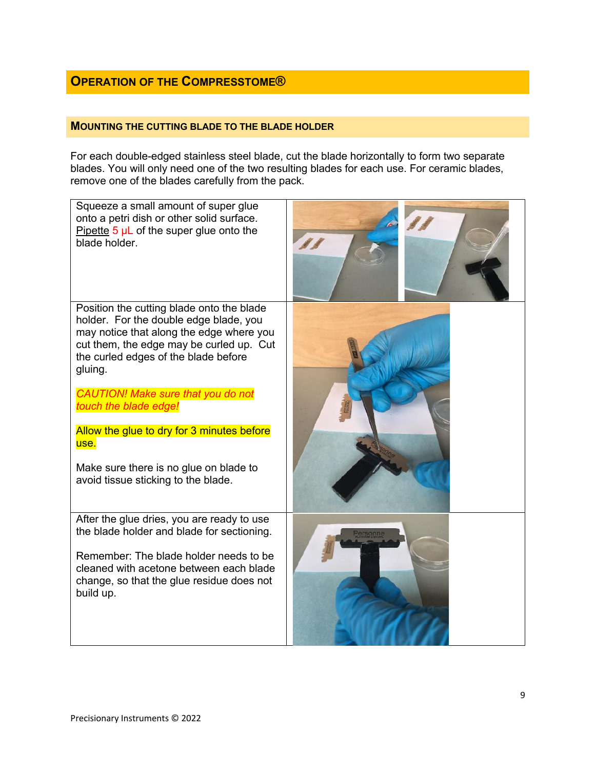## Operation of the Compresstome®

### Mounting the cutting blade to the blade holder

For each double-edged stainless steel blade, cut the blade horizontally to form two separate blades. You will only need one of the two resulting blades for each use. For ceramic blades, remove one of the blades carefully from the pack.

| | |
|---|---|
| Squeeze a small amount of super glue onto a petri dish or other solid surface. Pipette 5 µL of the super glue onto the blade holder. | |
| Position the cutting blade onto the blade holder. For the double edge blade, you may notice that along the edge where you cut them, the edge may be curled up. Cut the curled edges of the blade before gluing.<br><br>*CAUTION! Make sure that you do not touch the blade edge!*<br><br>Allow the glue to dry for 3 minutes before use.<br><br>Make sure there is no glue on blade to avoid tissue sticking to the blade. | |
| After the glue dries, you are ready to use the blade holder and blade for sectioning.<br><br>Remember: The blade holder needs to be cleaned with acetone between each blade change, so that the glue residue does not build up. | |

Precisionary Instruments © 2022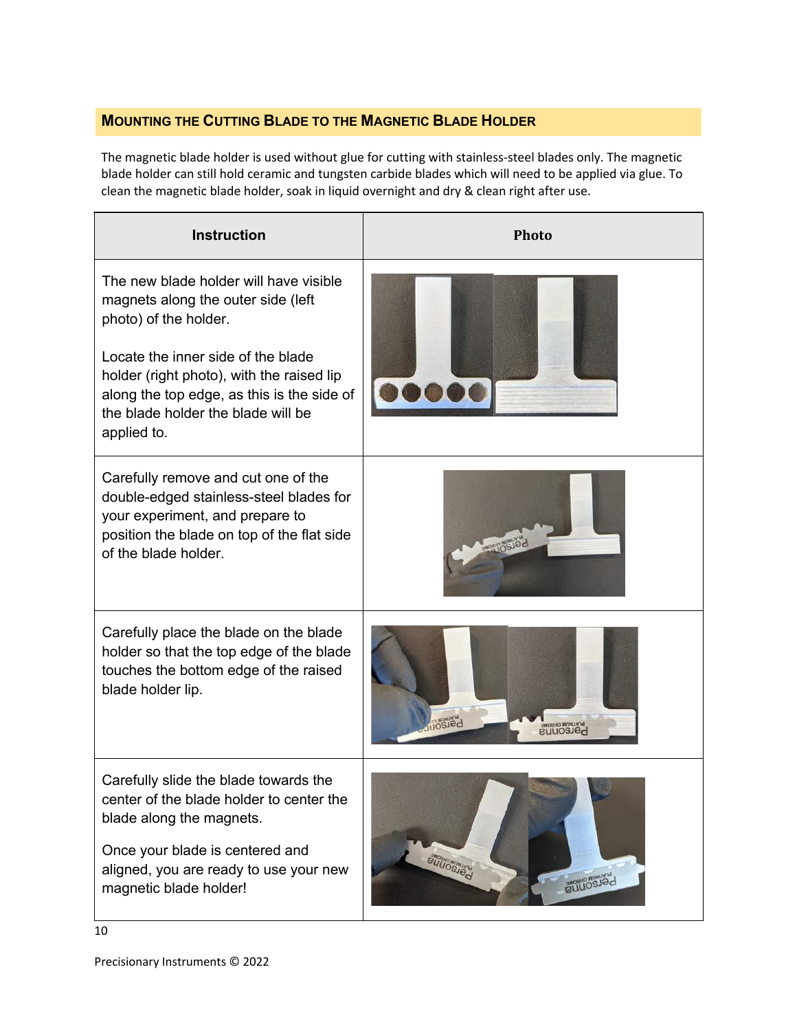## Mounting the Cutting Blade to the Magnetic Blade Holder

The magnetic blade holder is used without glue for cutting with stainless-steel blades only. The magnetic blade holder can still hold ceramic and tungsten carbide blades which will need to be applied via glue. To clean the magnetic blade holder, soak in liquid overnight and dry & clean right after use.

| Instruction | Photo |
| --- | --- |
| The new blade holder will have visible magnets along the outer side (left photo) of the holder.<br><br>Locate the inner side of the blade holder (right photo), with the raised lip along the top edge, as this is the side of the blade holder the blade will be applied to. | |
| Carefully remove and cut one of the double-edged stainless-steel blades for your experiment, and prepare to position the blade on top of the flat side of the blade holder. | |
| Carefully place the blade on the blade holder so that the top edge of the blade touches the bottom edge of the raised blade holder lip. | |
| Carefully slide the blade towards the center of the blade holder to center the blade along the magnets.<br><br>Once your blade is centered and aligned, you are ready to use your new magnetic blade holder! | |

Precisionary Instruments © 2022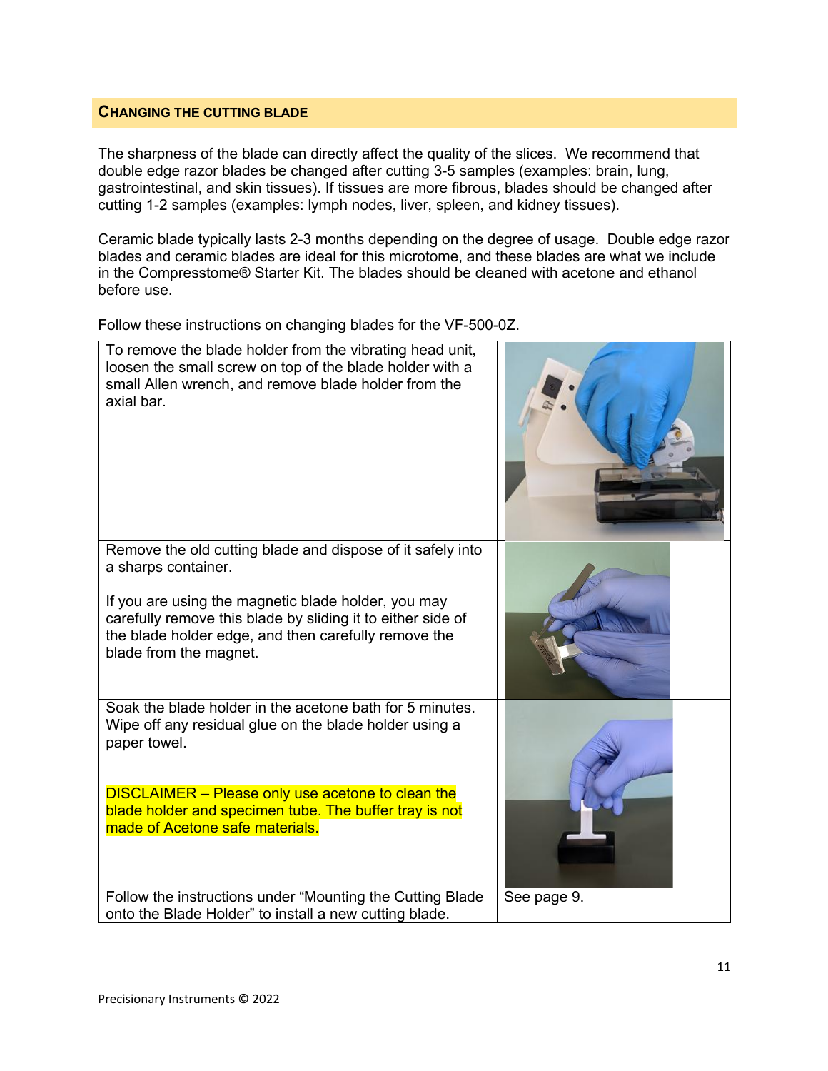## Changing the Cutting Blade

The sharpness of the blade can directly affect the quality of the slices. We recommend that double edge razor blades be changed after cutting 3-5 samples (examples: brain, lung, gastrointestinal, and skin tissues). If tissues are more fibrous, blades should be changed after cutting 1-2 samples (examples: lymph nodes, liver, spleen, and kidney tissues).

Ceramic blade typically lasts 2-3 months depending on the degree of usage. Double edge razor blades and ceramic blades are ideal for this microtome, and these blades are what we include in the Compresstome® Starter Kit. The blades should be cleaned with acetone and ethanol before use.

Follow these instructions on changing blades for the VF-500-0Z.

| | |
|---|---|
| To remove the blade holder from the vibrating head unit, loosen the small screw on top of the blade holder with a small Allen wrench, and remove blade holder from the axial bar. | |
| Remove the old cutting blade and dispose of it safely into a sharps container.<br><br>If you are using the magnetic blade holder, you may carefully remove this blade by sliding it to either side of the blade holder edge, and then carefully remove the blade from the magnet. | |
| Soak the blade holder in the acetone bath for 5 minutes. Wipe off any residual glue on the blade holder using a paper towel.<br><br>DISCLAIMER – Please only use acetone to clean the blade holder and specimen tube. The buffer tray is not made of Acetone safe materials. | |
| Follow the instructions under "Mounting the Cutting Blade onto the Blade Holder" to install a new cutting blade. | See page 9. |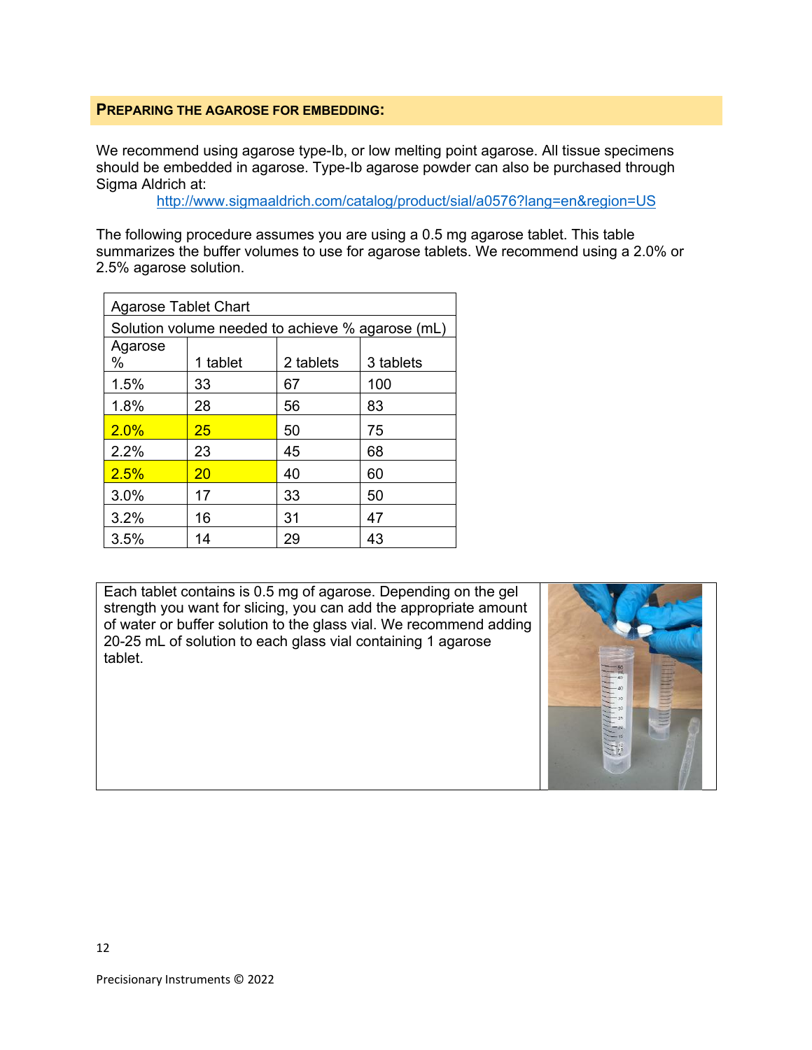## PREPARING THE AGAROSE FOR EMBEDDING:

We recommend using agarose type-Ib, or low melting point agarose. All tissue specimens should be embedded in agarose. Type-Ib agarose powder can also be purchased through Sigma Aldrich at:

http://www.sigmaaldrich.com/catalog/product/sial/a0576?lang=en&region=US

The following procedure assumes you are using a 0.5 mg agarose tablet. This table summarizes the buffer volumes to use for agarose tablets. We recommend using a 2.0% or 2.5% agarose solution.

| Agarose Tablet Chart | | | |
|---|---|---|---|
| Solution volume needed to achieve % agarose (mL) | | | |
| Agarose % | 1 tablet | 2 tablets | 3 tablets |
| 1.5% | 33 | 67 | 100 |
| 1.8% | 28 | 56 | 83 |
| 2.0% | 25 | 50 | 75 |
| 2.2% | 23 | 45 | 68 |
| 2.5% | 20 | 40 | 60 |
| 3.0% | 17 | 33 | 50 |
| 3.2% | 16 | 31 | 47 |
| 3.5% | 14 | 29 | 43 |

Each tablet contains is 0.5 mg of agarose. Depending on the gel strength you want for slicing, you can add the appropriate amount of water or buffer solution to the glass vial. We recommend adding 20-25 mL of solution to each glass vial containing 1 agarose tablet.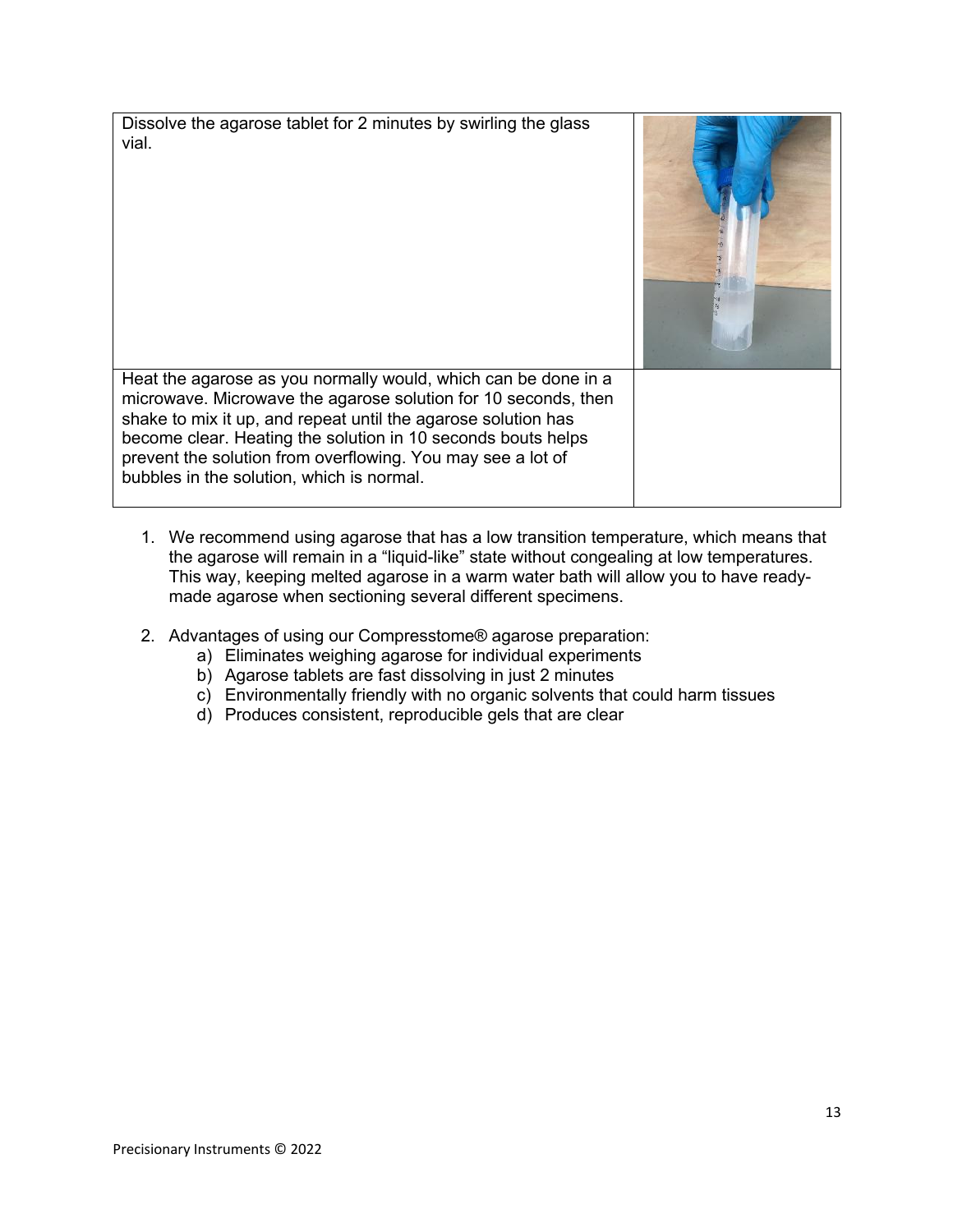| | |
|---|---|
| Dissolve the agarose tablet for 2 minutes by swirling the glass vial. | |
| Heat the agarose as you normally would, which can be done in a microwave. Microwave the agarose solution for 10 seconds, then shake to mix it up, and repeat until the agarose solution has become clear. Heating the solution in 10 seconds bouts helps prevent the solution from overflowing. You may see a lot of bubbles in the solution, which is normal. | |

1. We recommend using agarose that has a low transition temperature, which means that the agarose will remain in a "liquid-like" state without congealing at low temperatures. This way, keeping melted agarose in a warm water bath will allow you to have ready-made agarose when sectioning several different specimens.

2. Advantages of using our Compresstome® agarose preparation:
    a) Eliminates weighing agarose for individual experiments
    b) Agarose tablets are fast dissolving in just 2 minutes
    c) Environmentally friendly with no organic solvents that could harm tissues
    d) Produces consistent, reproducible gels that are clear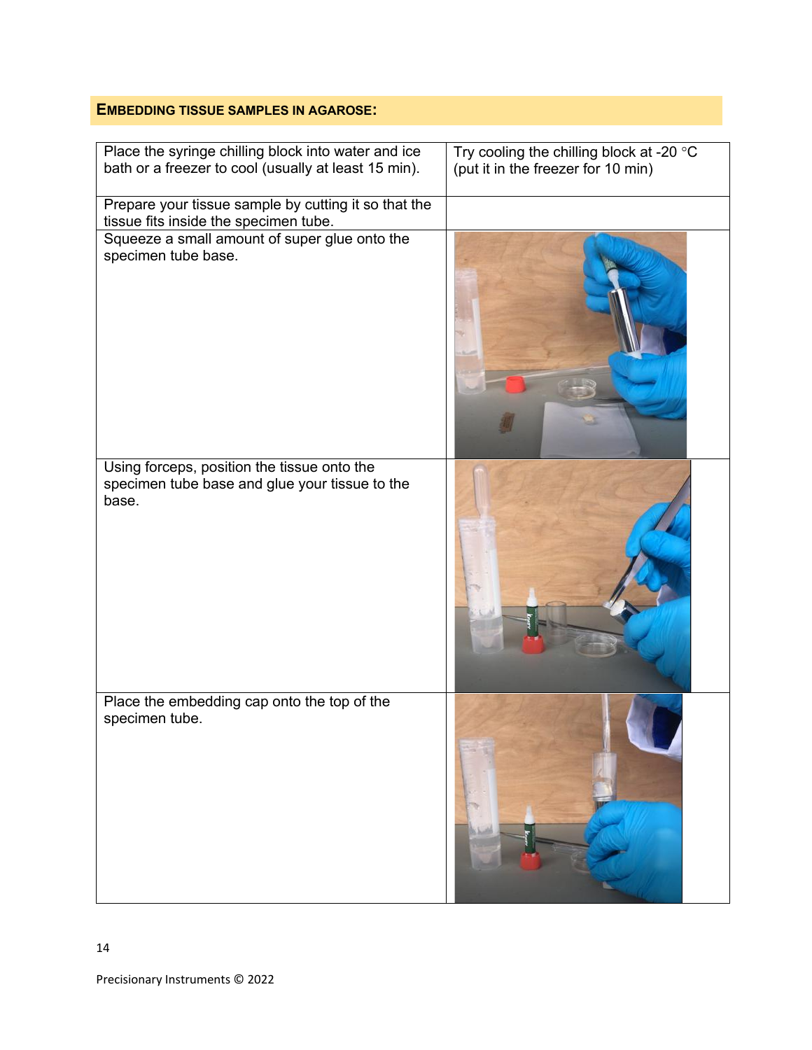## EMBEDDING TISSUE SAMPLES IN AGAROSE:

| | |
|---|---|
| Place the syringe chilling block into water and ice bath or a freezer to cool (usually at least 15 min). | Try cooling the chilling block at -20 °C (put it in the freezer for 10 min) |
| Prepare your tissue sample by cutting it so that the tissue fits inside the specimen tube. | |
| Squeeze a small amount of super glue onto the specimen tube base. | |
| Using forceps, position the tissue onto the specimen tube base and glue your tissue to the base. | |
| Place the embedding cap onto the top of the specimen tube. | |

Precisionary Instruments © 2022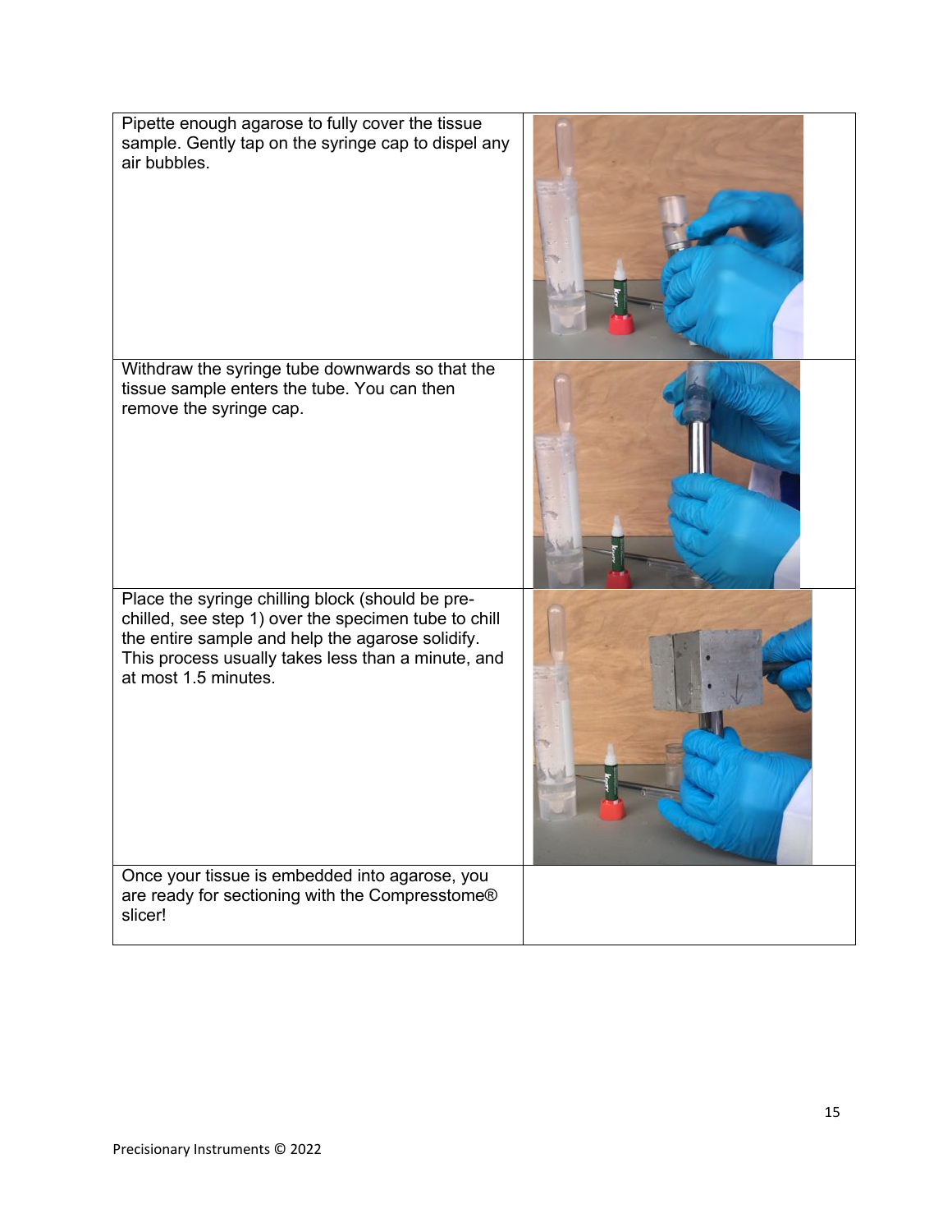| | |
|---|---|
| Pipette enough agarose to fully cover the tissue sample. Gently tap on the syringe cap to dispel any air bubbles. | |
| Withdraw the syringe tube downwards so that the tissue sample enters the tube. You can then remove the syringe cap. | |
| Place the syringe chilling block (should be pre-chilled, see step 1) over the specimen tube to chill the entire sample and help the agarose solidify. This process usually takes less than a minute, and at most 1.5 minutes. | |
| Once your tissue is embedded into agarose, you are ready for sectioning with the Compresstome® slicer! | |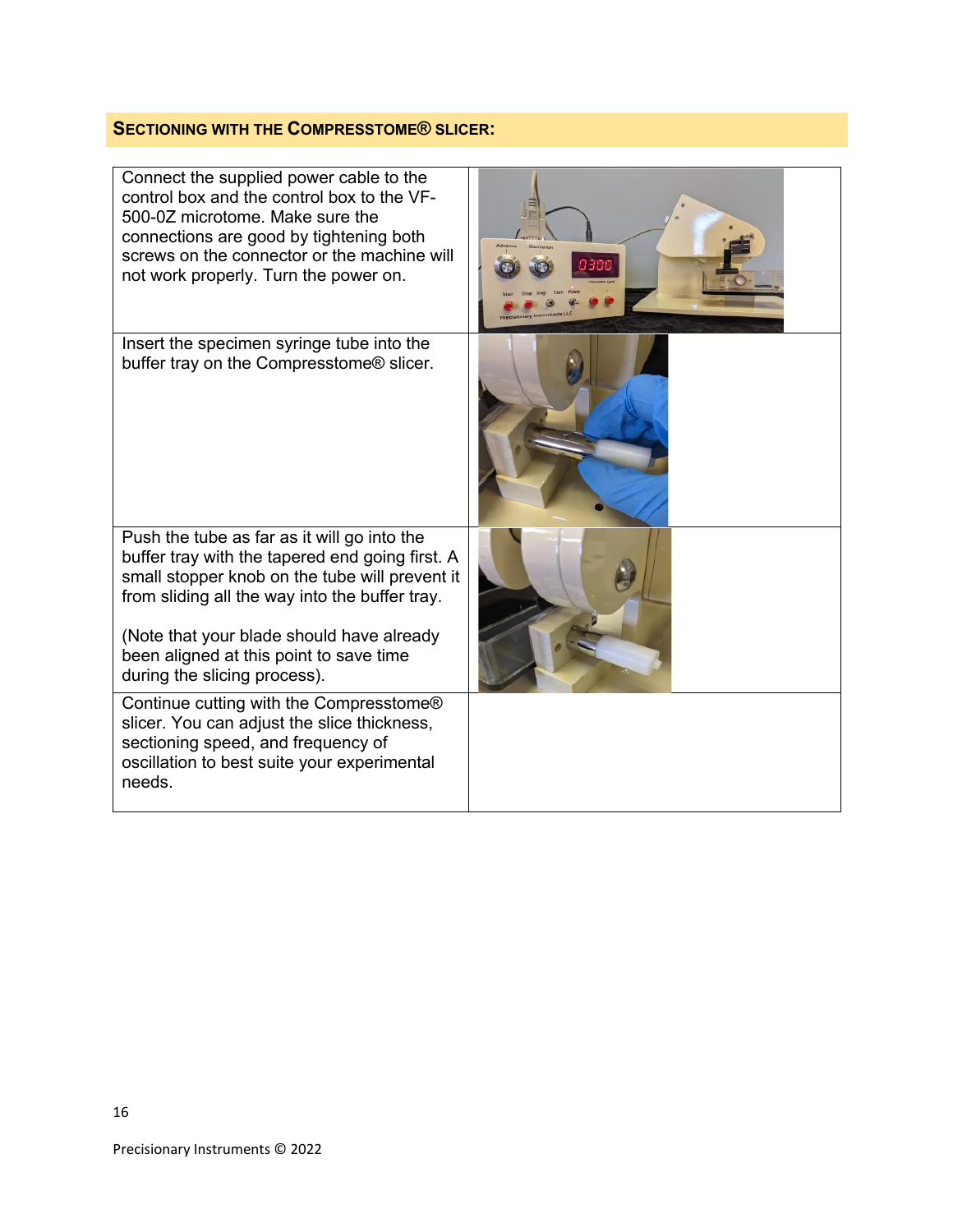## SECTIONING WITH THE COMPRESSTOME® SLICER:

| | |
|---|---|
| Connect the supplied power cable to the control box and the control box to the VF-500-0Z microtome. Make sure the connections are good by tightening both screws on the connector or the machine will not work properly. Turn the power on. | |
| Insert the specimen syringe tube into the buffer tray on the Compresstome® slicer. | |
| Push the tube as far as it will go into the buffer tray with the tapered end going first. A small stopper knob on the tube will prevent it from sliding all the way into the buffer tray.<br><br>(Note that your blade should have already been aligned at this point to save time during the slicing process). | |
| Continue cutting with the Compresstome® slicer. You can adjust the slice thickness, sectioning speed, and frequency of oscillation to best suite your experimental needs. | |

Precisionary Instruments © 2022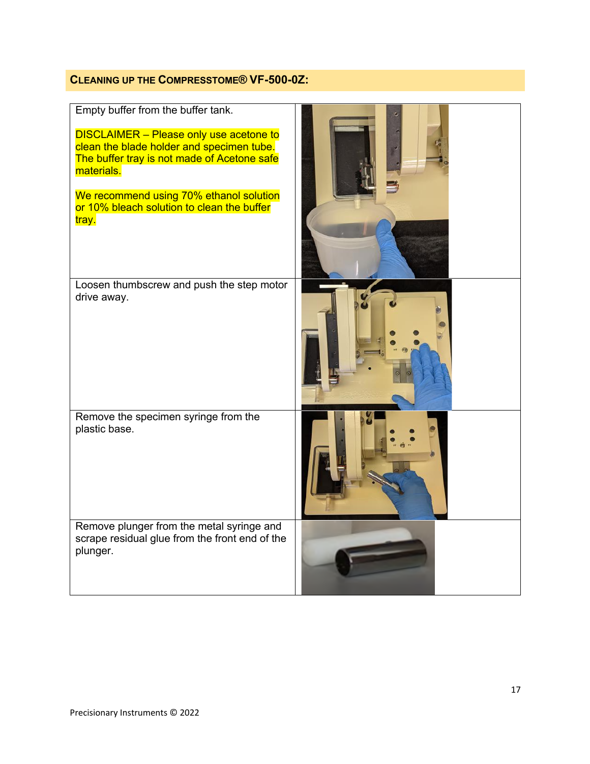## Cleaning up the Compresstome® VF-500-0Z:

| | |
|---|---|
| Empty buffer from the buffer tank.<br><br>DISCLAIMER – Please only use acetone to clean the blade holder and specimen tube. The buffer tray is not made of Acetone safe materials.<br><br>We recommend using 70% ethanol solution or 10% bleach solution to clean the buffer tray. | |
| Loosen thumbscrew and push the step motor drive away. | |
| Remove the specimen syringe from the plastic base. | |
| Remove plunger from the metal syringe and scrape residual glue from the front end of the plunger. | |

Precisionary Instruments © 2022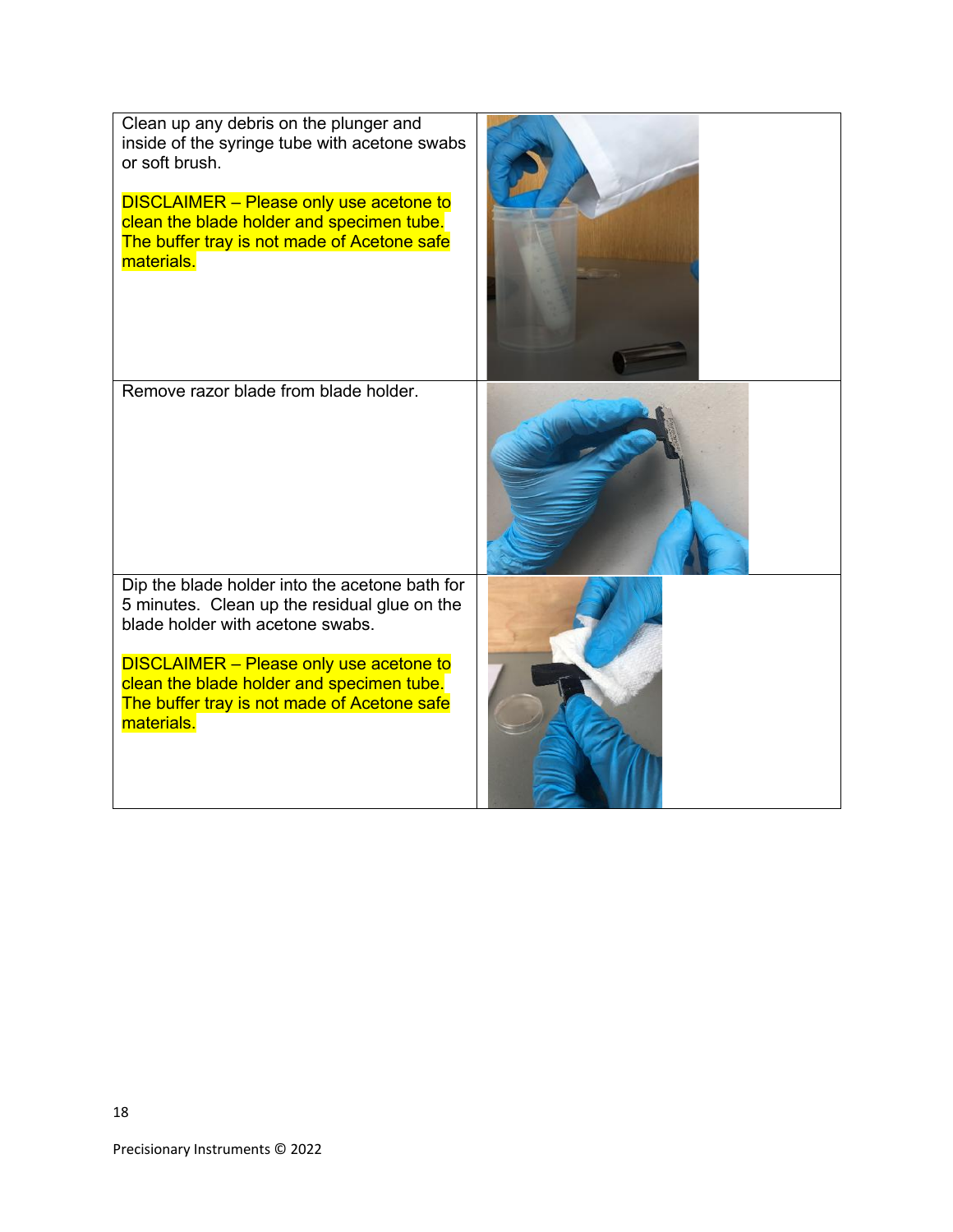| | |
|---|---|
| Clean up any debris on the plunger and inside of the syringe tube with acetone swabs or soft brush.<br><br>DISCLAIMER – Please only use acetone to clean the blade holder and specimen tube. The buffer tray is not made of Acetone safe materials. | |
| Remove razor blade from blade holder. | |
| Dip the blade holder into the acetone bath for 5 minutes. Clean up the residual glue on the blade holder with acetone swabs.<br><br>DISCLAIMER – Please only use acetone to clean the blade holder and specimen tube. The buffer tray is not made of Acetone safe materials. | |

Precisionary Instruments © 2022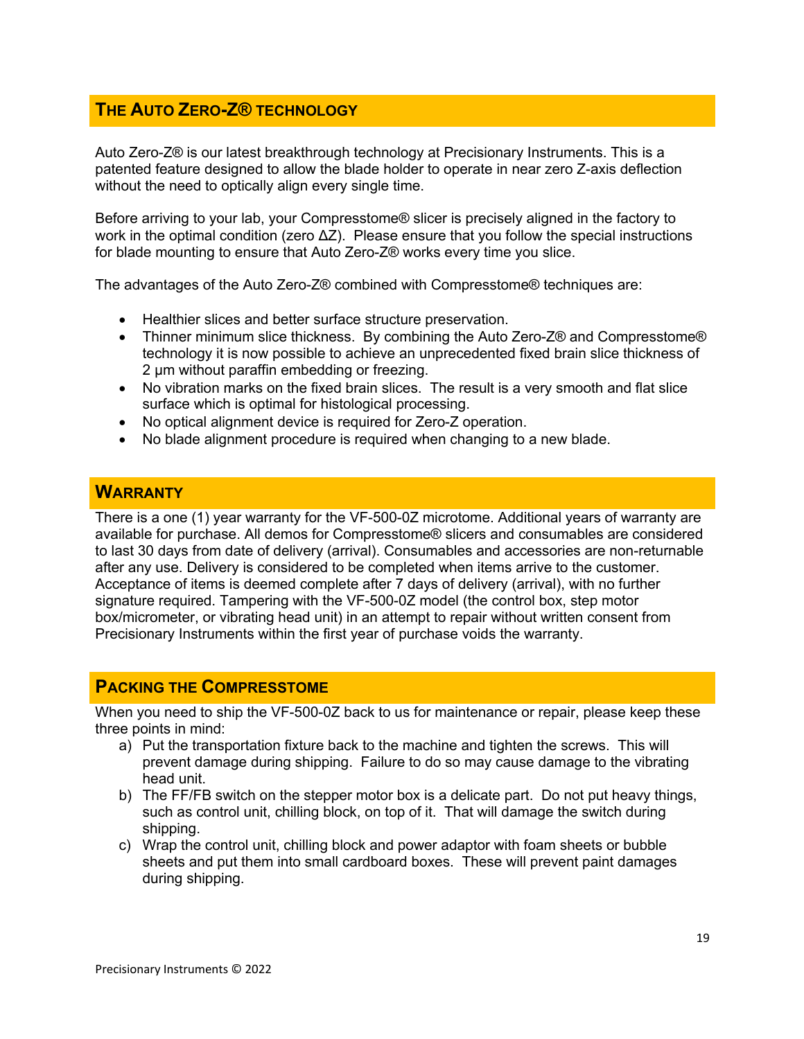## THE AUTO ZERO-Z® TECHNOLOGY

Auto Zero-Z® is our latest breakthrough technology at Precisionary Instruments. This is a patented feature designed to allow the blade holder to operate in near zero Z-axis deflection without the need to optically align every single time.

Before arriving to your lab, your Compresstome® slicer is precisely aligned in the factory to work in the optimal condition (zero $\Delta Z$). Please ensure that you follow the special instructions for blade mounting to ensure that Auto Zero-Z® works every time you slice.

The advantages of the Auto Zero-Z® combined with Compresstome® techniques are:

- Healthier slices and better surface structure preservation.
- Thinner minimum slice thickness. By combining the Auto Zero-Z® and Compresstome® technology it is now possible to achieve an unprecedented fixed brain slice thickness of 2 μm without paraffin embedding or freezing.
- No vibration marks on the fixed brain slices. The result is a very smooth and flat slice surface which is optimal for histological processing.
- No optical alignment device is required for Zero-Z operation.
- No blade alignment procedure is required when changing to a new blade.

## WARRANTY

There is a one (1) year warranty for the VF-500-0Z microtome. Additional years of warranty are available for purchase. All demos for Compresstome® slicers and consumables are considered to last 30 days from date of delivery (arrival). Consumables and accessories are non-returnable after any use. Delivery is considered to be completed when items arrive to the customer. Acceptance of items is deemed complete after 7 days of delivery (arrival), with no further signature required. Tampering with the VF-500-0Z model (the control box, step motor box/micrometer, or vibrating head unit) in an attempt to repair without written consent from Precisionary Instruments within the first year of purchase voids the warranty.

## PACKING THE COMPRESSTOME

When you need to ship the VF-500-0Z back to us for maintenance or repair, please keep these three points in mind:

a) Put the transportation fixture back to the machine and tighten the screws. This will prevent damage during shipping. Failure to do so may cause damage to the vibrating head unit.
b) The FF/FB switch on the stepper motor box is a delicate part. Do not put heavy things, such as control unit, chilling block, on top of it. That will damage the switch during shipping.
c) Wrap the control unit, chilling block and power adaptor with foam sheets or bubble sheets and put them into small cardboard boxes. These will prevent paint damages during shipping.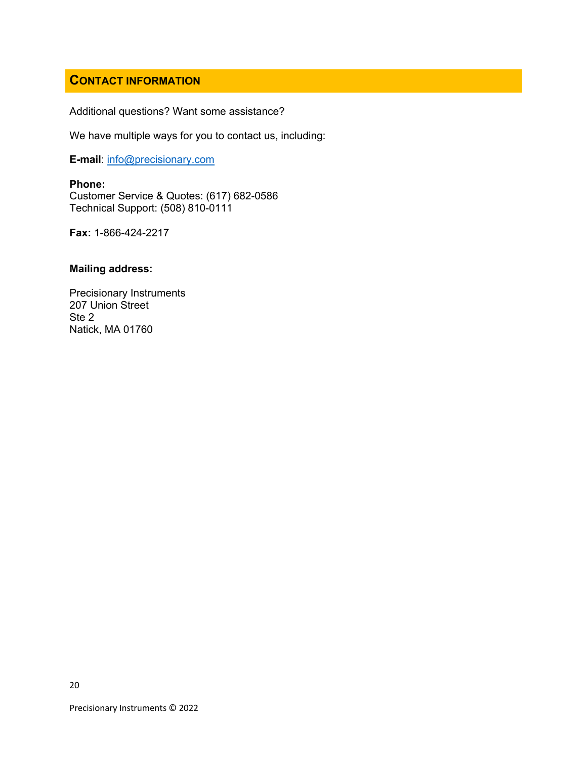## CONTACT INFORMATION

Additional questions? Want some assistance?

We have multiple ways for you to contact us, including:

**E-mail**: info@precisionary.com

**Phone:**
Customer Service & Quotes: (617) 682-0586
Technical Support: (508) 810-0111

**Fax:** 1-866-424-2217

**Mailing address:**

Precisionary Instruments
207 Union Street
Ste 2
Natick, MA 01760

Precisionary Instruments © 2022